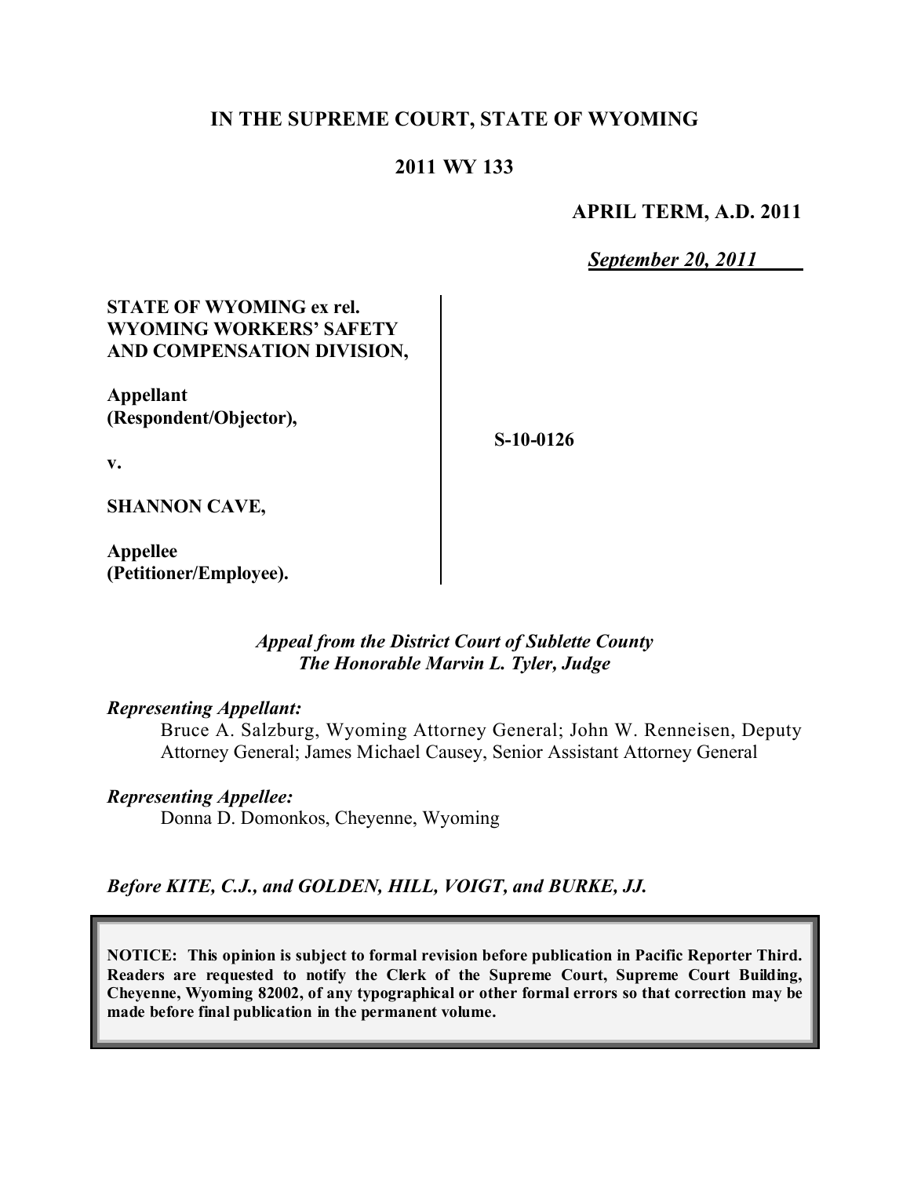**IN THE SUPREME COURT, STATE OF WYOMING**

**2011 WY 133**

**APRIL TERM, A.D. 2011**

***September 20, 2011***

| | | |
|---|---|---|
| **STATE OF WYOMING ex rel. WYOMING WORKERS' SAFETY AND COMPENSATION DIVISION,**<br><br>**Appellant (Respondent/Objector),**<br><br>**v.**<br><br>**SHANNON CAVE,**<br><br>**Appellee (Petitioner/Employee).** | | **S-10-0126** |

*Appeal from the District Court of Sublette County*
*The Honorable Marvin L. Tyler, Judge*

*Representing Appellant:*

Bruce A. Salzburg, Wyoming Attorney General; John W. Renneisen, Deputy Attorney General; James Michael Causey, Senior Assistant Attorney General

*Representing Appellee:*

Donna D. Domonkos, Cheyenne, Wyoming

*Before KITE, C.J., and GOLDEN, HILL, VOIGT, and BURKE, JJ.*

**NOTICE: This opinion is subject to formal revision before publication in Pacific Reporter Third. Readers are requested to notify the Clerk of the Supreme Court, Supreme Court Building, Cheyenne, Wyoming 82002, of any typographical or other formal errors so that correction may be made before final publication in the permanent volume.**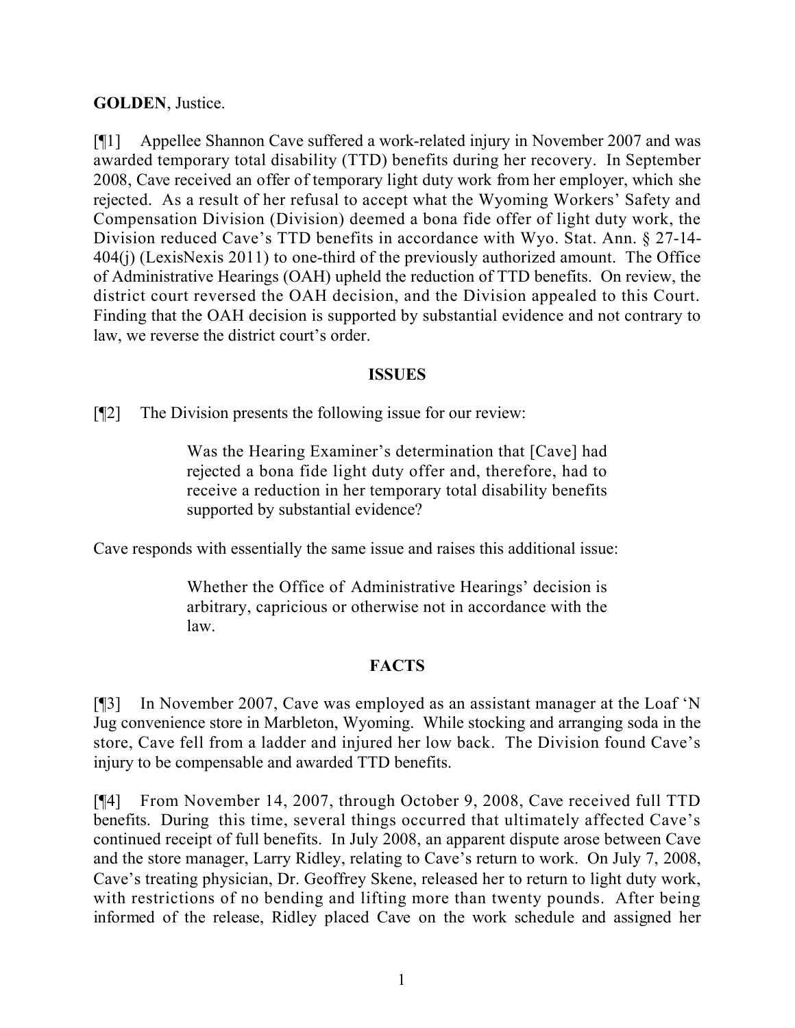**GOLDEN**, Justice.

[¶1] Appellee Shannon Cave suffered a work-related injury in November 2007 and was awarded temporary total disability (TTD) benefits during her recovery. In September 2008, Cave received an offer of temporary light duty work from her employer, which she rejected. As a result of her refusal to accept what the Wyoming Workers' Safety and Compensation Division (Division) deemed a bona fide offer of light duty work, the Division reduced Cave's TTD benefits in accordance with Wyo. Stat. Ann. § 27-14-404(j) (LexisNexis 2011) to one-third of the previously authorized amount. The Office of Administrative Hearings (OAH) upheld the reduction of TTD benefits. On review, the district court reversed the OAH decision, and the Division appealed to this Court. Finding that the OAH decision is supported by substantial evidence and not contrary to law, we reverse the district court's order.

## ISSUES

[¶2] The Division presents the following issue for our review:

> Was the Hearing Examiner's determination that [Cave] had rejected a bona fide light duty offer and, therefore, had to receive a reduction in her temporary total disability benefits supported by substantial evidence?

Cave responds with essentially the same issue and raises this additional issue:

> Whether the Office of Administrative Hearings' decision is arbitrary, capricious or otherwise not in accordance with the law.

## FACTS

[¶3] In November 2007, Cave was employed as an assistant manager at the Loaf 'N Jug convenience store in Marbleton, Wyoming. While stocking and arranging soda in the store, Cave fell from a ladder and injured her low back. The Division found Cave's injury to be compensable and awarded TTD benefits.

[¶4] From November 14, 2007, through October 9, 2008, Cave received full TTD benefits. During this time, several things occurred that ultimately affected Cave's continued receipt of full benefits. In July 2008, an apparent dispute arose between Cave and the store manager, Larry Ridley, relating to Cave's return to work. On July 7, 2008, Cave's treating physician, Dr. Geoffrey Skene, released her to return to light duty work, with restrictions of no bending and lifting more than twenty pounds. After being informed of the release, Ridley placed Cave on the work schedule and assigned her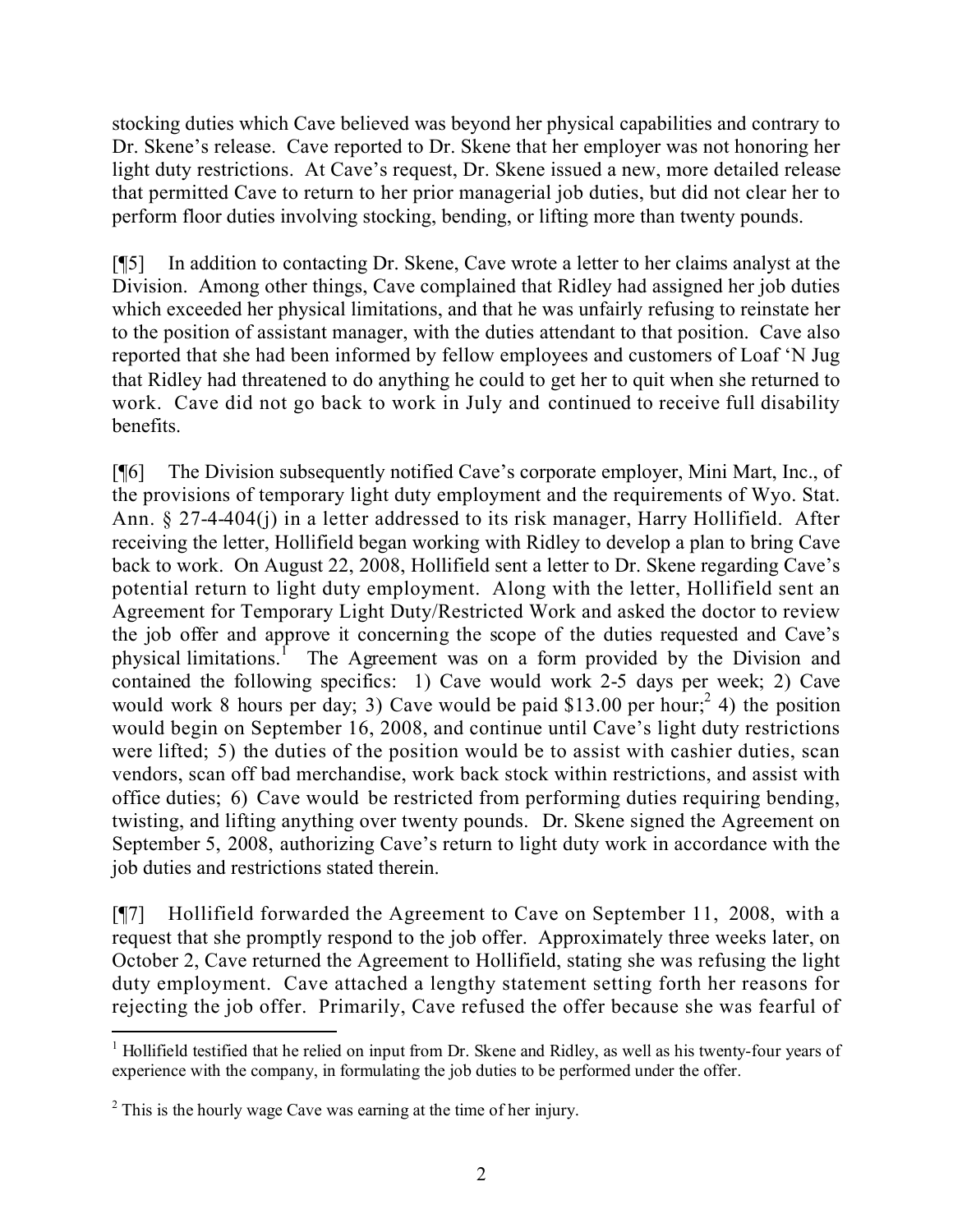stocking duties which Cave believed was beyond her physical capabilities and contrary to Dr. Skene's release. Cave reported to Dr. Skene that her employer was not honoring her light duty restrictions. At Cave's request, Dr. Skene issued a new, more detailed release that permitted Cave to return to her prior managerial job duties, but did not clear her to perform floor duties involving stocking, bending, or lifting more than twenty pounds.

[¶5] In addition to contacting Dr. Skene, Cave wrote a letter to her claims analyst at the Division. Among other things, Cave complained that Ridley had assigned her job duties which exceeded her physical limitations, and that he was unfairly refusing to reinstate her to the position of assistant manager, with the duties attendant to that position. Cave also reported that she had been informed by fellow employees and customers of Loaf 'N Jug that Ridley had threatened to do anything he could to get her to quit when she returned to work. Cave did not go back to work in July and continued to receive full disability benefits.

[¶6] The Division subsequently notified Cave's corporate employer, Mini Mart, Inc., of the provisions of temporary light duty employment and the requirements of Wyo. Stat. Ann. § 27-4-404(j) in a letter addressed to its risk manager, Harry Hollifield. After receiving the letter, Hollifield began working with Ridley to develop a plan to bring Cave back to work. On August 22, 2008, Hollifield sent a letter to Dr. Skene regarding Cave's potential return to light duty employment. Along with the letter, Hollifield sent an Agreement for Temporary Light Duty/Restricted Work and asked the doctor to review the job offer and approve it concerning the scope of the duties requested and Cave's physical limitations.[1] The Agreement was on a form provided by the Division and contained the following specifics: 1) Cave would work 2-5 days per week; 2) Cave would work 8 hours per day; 3) Cave would be paid $13.00 per hour;[2] 4) the position would begin on September 16, 2008, and continue until Cave's light duty restrictions were lifted; 5) the duties of the position would be to assist with cashier duties, scan vendors, scan off bad merchandise, work back stock within restrictions, and assist with office duties; 6) Cave would be restricted from performing duties requiring bending, twisting, and lifting anything over twenty pounds. Dr. Skene signed the Agreement on September 5, 2008, authorizing Cave's return to light duty work in accordance with the job duties and restrictions stated therein.

[¶7] Hollifield forwarded the Agreement to Cave on September 11, 2008, with a request that she promptly respond to the job offer. Approximately three weeks later, on October 2, Cave returned the Agreement to Hollifield, stating she was refusing the light duty employment. Cave attached a lengthy statement setting forth her reasons for rejecting the job offer. Primarily, Cave refused the offer because she was fearful of

---

[1] Hollifield testified that he relied on input from Dr. Skene and Ridley, as well as his twenty-four years of experience with the company, in formulating the job duties to be performed under the offer.

[2] This is the hourly wage Cave was earning at the time of her injury.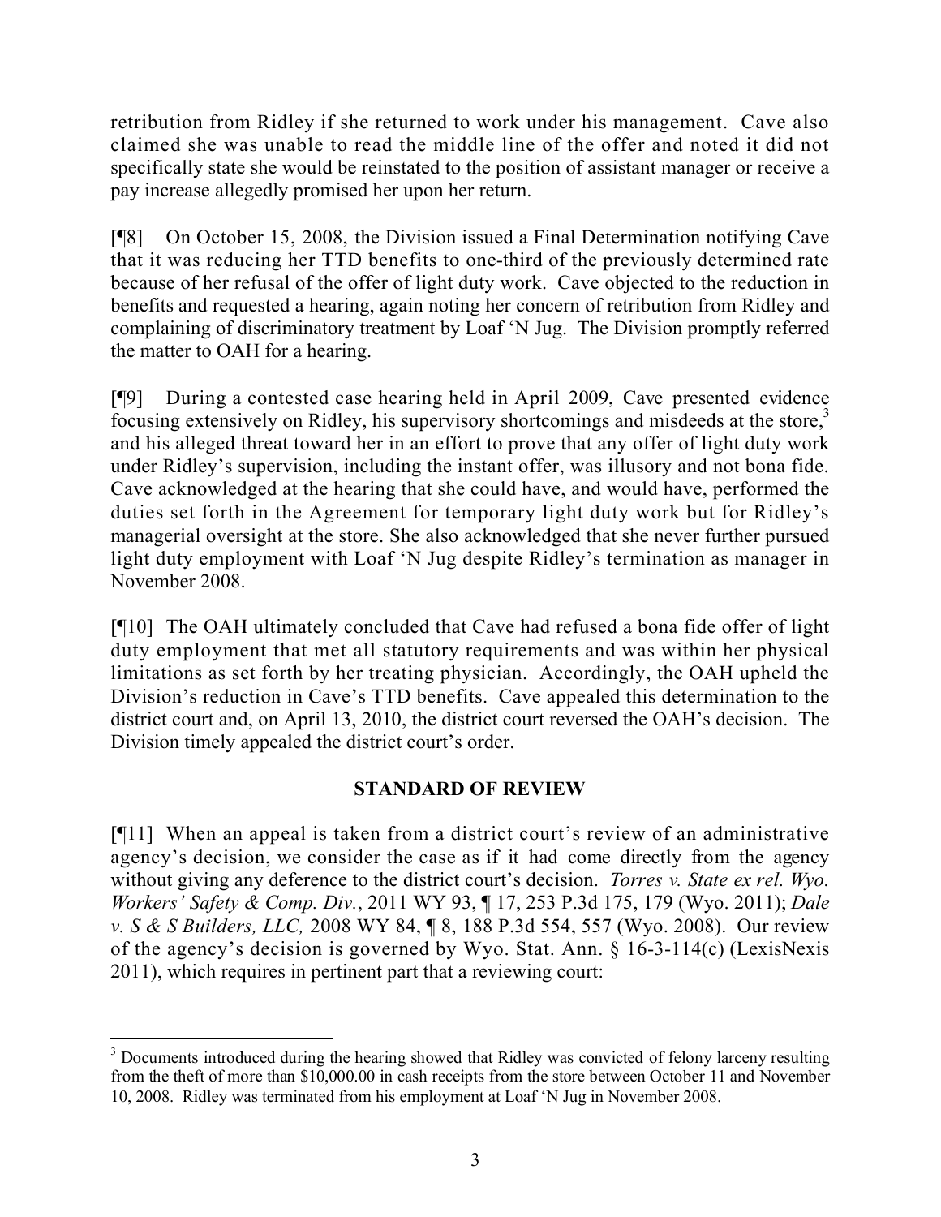retribution from Ridley if she returned to work under his management. Cave also claimed she was unable to read the middle line of the offer and noted it did not specifically state she would be reinstated to the position of assistant manager or receive a pay increase allegedly promised her upon her return.

[¶8] On October 15, 2008, the Division issued a Final Determination notifying Cave that it was reducing her TTD benefits to one-third of the previously determined rate because of her refusal of the offer of light duty work. Cave objected to the reduction in benefits and requested a hearing, again noting her concern of retribution from Ridley and complaining of discriminatory treatment by Loaf 'N Jug. The Division promptly referred the matter to OAH for a hearing.

[¶9] During a contested case hearing held in April 2009, Cave presented evidence focusing extensively on Ridley, his supervisory shortcomings and misdeeds at the store,[3] and his alleged threat toward her in an effort to prove that any offer of light duty work under Ridley's supervision, including the instant offer, was illusory and not bona fide. Cave acknowledged at the hearing that she could have, and would have, performed the duties set forth in the Agreement for temporary light duty work but for Ridley's managerial oversight at the store. She also acknowledged that she never further pursued light duty employment with Loaf 'N Jug despite Ridley's termination as manager in November 2008.

[¶10] The OAH ultimately concluded that Cave had refused a bona fide offer of light duty employment that met all statutory requirements and was within her physical limitations as set forth by her treating physician. Accordingly, the OAH upheld the Division's reduction in Cave's TTD benefits. Cave appealed this determination to the district court and, on April 13, 2010, the district court reversed the OAH's decision. The Division timely appealed the district court's order.

## STANDARD OF REVIEW

[¶11] When an appeal is taken from a district court's review of an administrative agency's decision, we consider the case as if it had come directly from the agency without giving any deference to the district court's decision. *Torres v. State ex rel. Wyo. Workers' Safety & Comp. Div.*, 2011 WY 93, ¶ 17, 253 P.3d 175, 179 (Wyo. 2011); *Dale v. S & S Builders, LLC,* 2008 WY 84, ¶ 8, 188 P.3d 554, 557 (Wyo. 2008). Our review of the agency's decision is governed by Wyo. Stat. Ann. § 16-3-114(c) (LexisNexis 2011), which requires in pertinent part that a reviewing court:

---

[3] Documents introduced during the hearing showed that Ridley was convicted of felony larceny resulting from the theft of more than $10,000.00 in cash receipts from the store between October 11 and November 10, 2008. Ridley was terminated from his employment at Loaf 'N Jug in November 2008.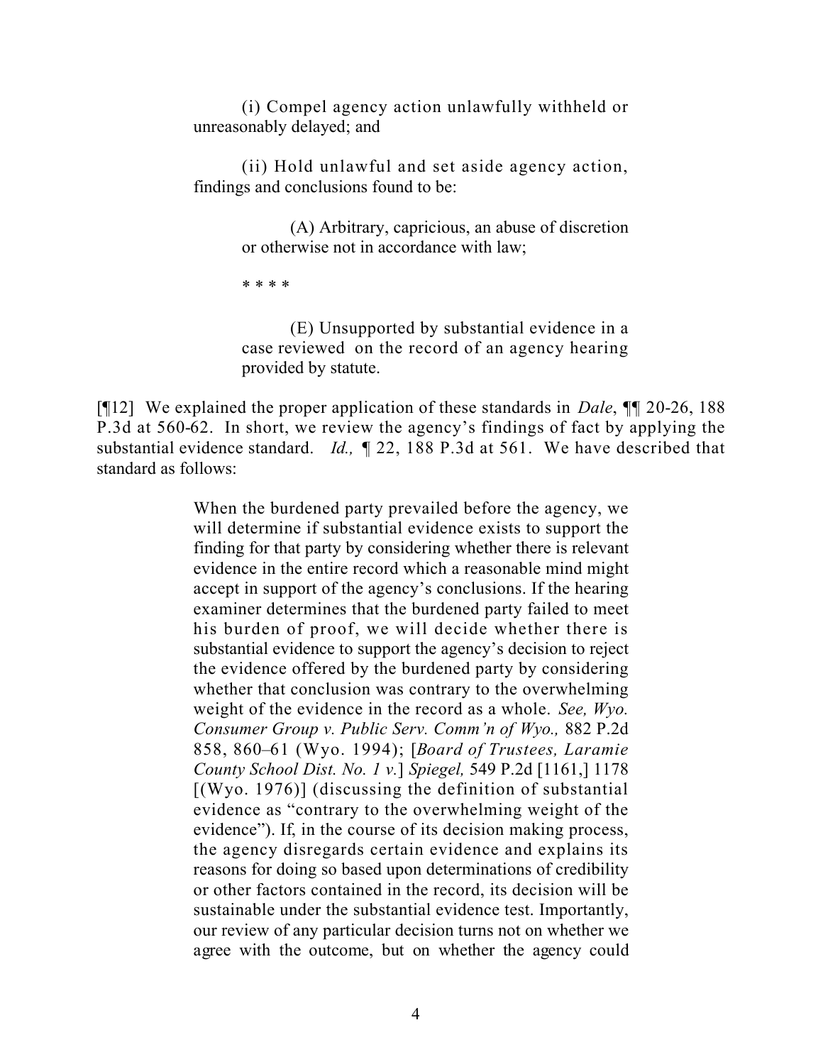(i) Compel agency action unlawfully withheld or unreasonably delayed; and

(ii) Hold unlawful and set aside agency action, findings and conclusions found to be:

> (A) Arbitrary, capricious, an abuse of discretion or otherwise not in accordance with law;
>
> * * * *
>
> (E) Unsupported by substantial evidence in a case reviewed on the record of an agency hearing provided by statute.

[¶12] We explained the proper application of these standards in *Dale*, ¶¶ 20-26, 188 P.3d at 560-62. In short, we review the agency's findings of fact by applying the substantial evidence standard. *Id.,* ¶ 22, 188 P.3d at 561. We have described that standard as follows:

> When the burdened party prevailed before the agency, we will determine if substantial evidence exists to support the finding for that party by considering whether there is relevant evidence in the entire record which a reasonable mind might accept in support of the agency's conclusions. If the hearing examiner determines that the burdened party failed to meet his burden of proof, we will decide whether there is substantial evidence to support the agency's decision to reject the evidence offered by the burdened party by considering whether that conclusion was contrary to the overwhelming weight of the evidence in the record as a whole. *See, Wyo. Consumer Group v. Public Serv. Comm'n of Wyo.,* 882 P.2d 858, 860–61 (Wyo. 1994); [*Board of Trustees, Laramie County School Dist. No. 1 v.*] *Spiegel,* 549 P.2d [1161,] 1178 [(Wyo. 1976)] (discussing the definition of substantial evidence as "contrary to the overwhelming weight of the evidence"). If, in the course of its decision making process, the agency disregards certain evidence and explains its reasons for doing so based upon determinations of credibility or other factors contained in the record, its decision will be sustainable under the substantial evidence test. Importantly, our review of any particular decision turns not on whether we agree with the outcome, but on whether the agency could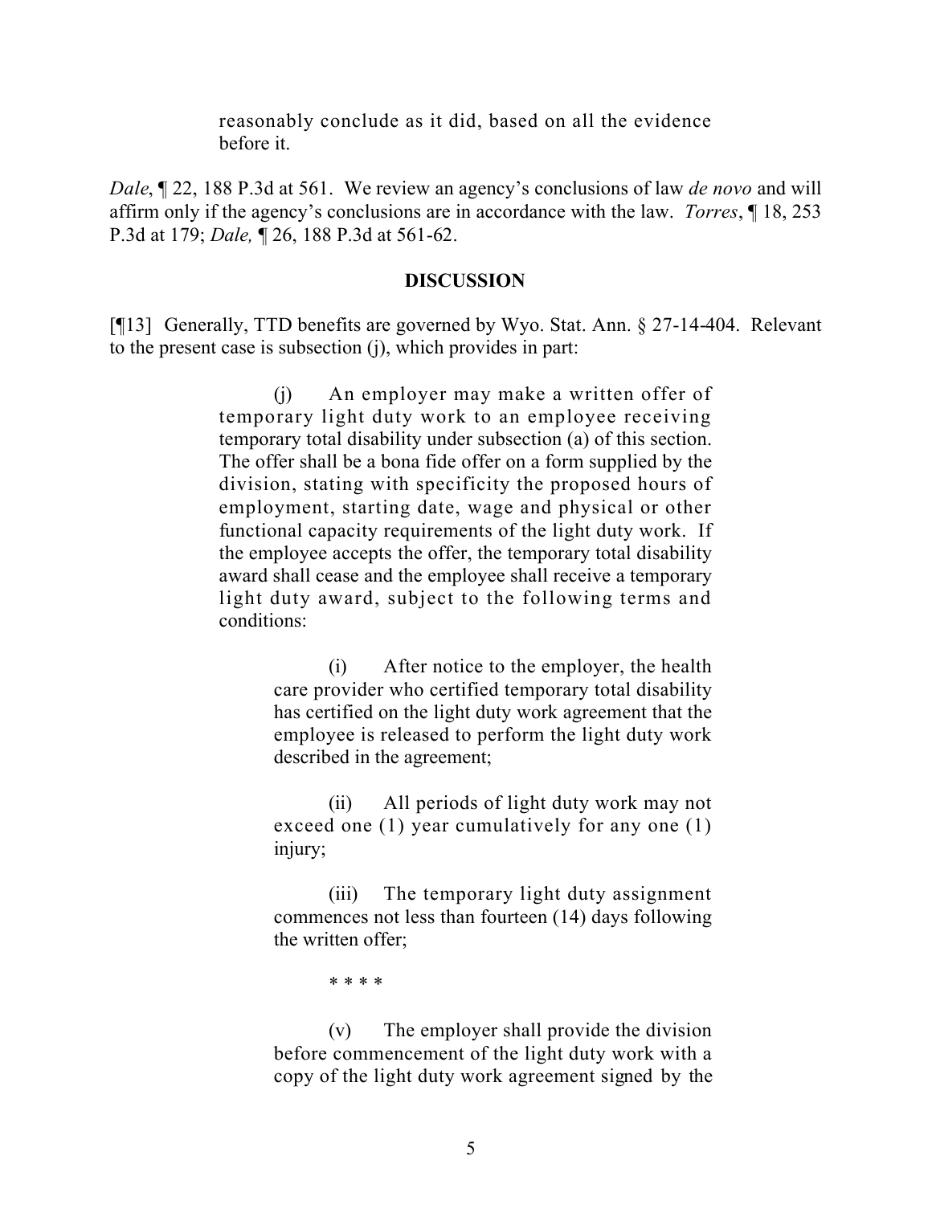> reasonably conclude as it did, based on all the evidence before it.

*Dale*, ¶ 22, 188 P.3d at 561. We review an agency's conclusions of law *de novo* and will affirm only if the agency's conclusions are in accordance with the law. *Torres*, ¶ 18, 253 P.3d at 179; *Dale,* ¶ 26, 188 P.3d at 561-62.

## DISCUSSION

[¶13] Generally, TTD benefits are governed by Wyo. Stat. Ann. § 27-14-404. Relevant to the present case is subsection (j), which provides in part:

> (j) An employer may make a written offer of temporary light duty work to an employee receiving temporary total disability under subsection (a) of this section. The offer shall be a bona fide offer on a form supplied by the division, stating with specificity the proposed hours of employment, starting date, wage and physical or other functional capacity requirements of the light duty work. If the employee accepts the offer, the temporary total disability award shall cease and the employee shall receive a temporary light duty award, subject to the following terms and conditions:
>
> > (i) After notice to the employer, the health care provider who certified temporary total disability has certified on the light duty work agreement that the employee is released to perform the light duty work described in the agreement;
> >
> > (ii) All periods of light duty work may not exceed one (1) year cumulatively for any one (1) injury;
> >
> > (iii) The temporary light duty assignment commences not less than fourteen (14) days following the written offer;
> >
> > * * * *
> >
> > (v) The employer shall provide the division before commencement of the light duty work with a copy of the light duty work agreement signed by the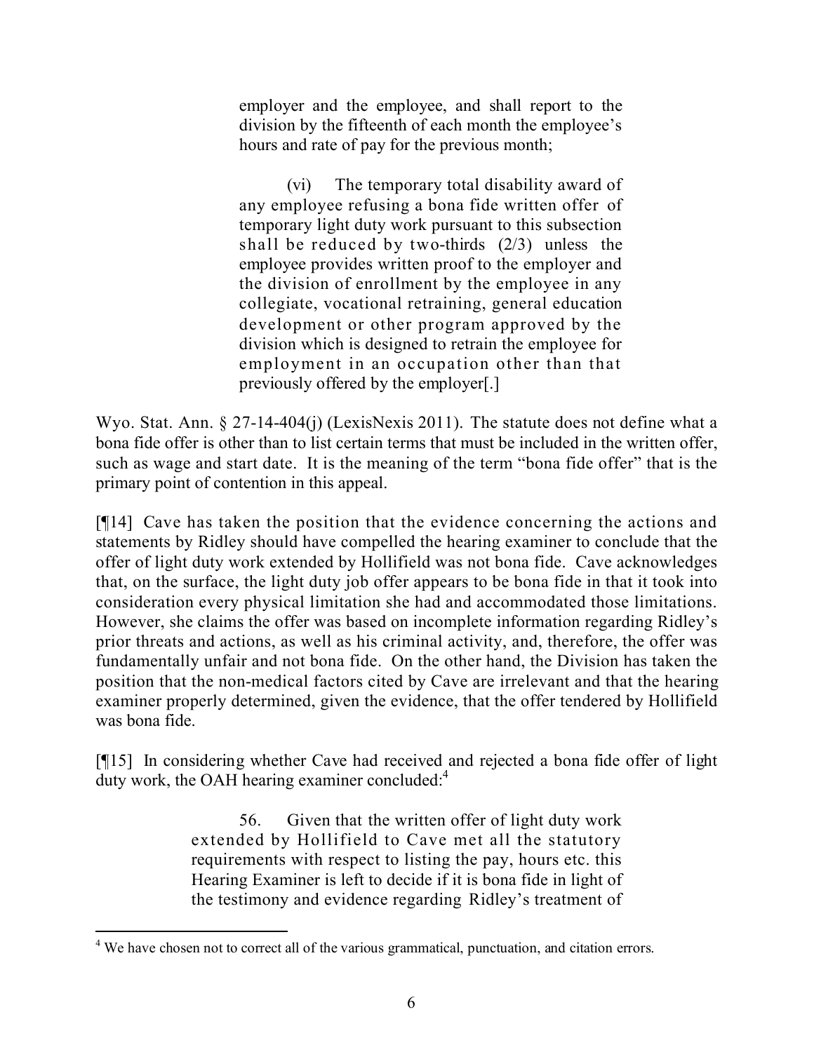> employer and the employee, and shall report to the division by the fifteenth of each month the employee's hours and rate of pay for the previous month;
>
> (vi) The temporary total disability award of any employee refusing a bona fide written offer of temporary light duty work pursuant to this subsection shall be reduced by two-thirds (2/3) unless the employee provides written proof to the employer and the division of enrollment by the employee in any collegiate, vocational retraining, general education development or other program approved by the division which is designed to retrain the employee for employment in an occupation other than that previously offered by the employer[.]

Wyo. Stat. Ann. § 27-14-404(j) (LexisNexis 2011). The statute does not define what a bona fide offer is other than to list certain terms that must be included in the written offer, such as wage and start date. It is the meaning of the term "bona fide offer" that is the primary point of contention in this appeal.

[¶14] Cave has taken the position that the evidence concerning the actions and statements by Ridley should have compelled the hearing examiner to conclude that the offer of light duty work extended by Hollifield was not bona fide. Cave acknowledges that, on the surface, the light duty job offer appears to be bona fide in that it took into consideration every physical limitation she had and accommodated those limitations. However, she claims the offer was based on incomplete information regarding Ridley's prior threats and actions, as well as his criminal activity, and, therefore, the offer was fundamentally unfair and not bona fide. On the other hand, the Division has taken the position that the non-medical factors cited by Cave are irrelevant and that the hearing examiner properly determined, given the evidence, that the offer tendered by Hollifield was bona fide.

[¶15] In considering whether Cave had received and rejected a bona fide offer of light duty work, the OAH hearing examiner concluded:[4]

> 56. Given that the written offer of light duty work extended by Hollifield to Cave met all the statutory requirements with respect to listing the pay, hours etc. this Hearing Examiner is left to decide if it is bona fide in light of the testimony and evidence regarding Ridley's treatment of

---

[4] We have chosen not to correct all of the various grammatical, punctuation, and citation errors.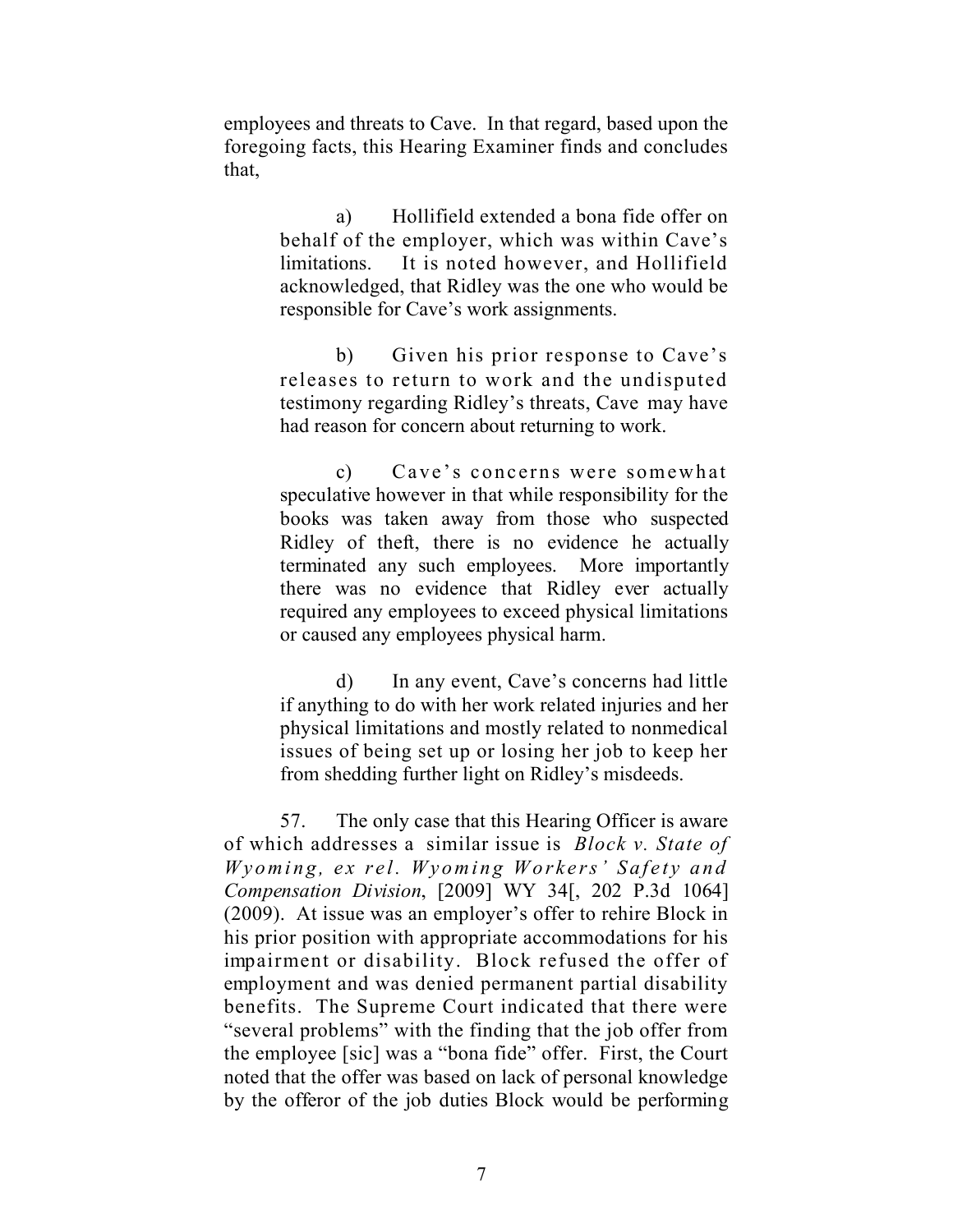employees and threats to Cave. In that regard, based upon the foregoing facts, this Hearing Examiner finds and concludes that,

> a) Hollifield extended a bona fide offer on behalf of the employer, which was within Cave's limitations. It is noted however, and Hollifield acknowledged, that Ridley was the one who would be responsible for Cave's work assignments.
>
> b) Given his prior response to Cave's releases to return to work and the undisputed testimony regarding Ridley's threats, Cave may have had reason for concern about returning to work.
>
> c) Cave's concerns were somewhat speculative however in that while responsibility for the books was taken away from those who suspected Ridley of theft, there is no evidence he actually terminated any such employees. More importantly there was no evidence that Ridley ever actually required any employees to exceed physical limitations or caused any employees physical harm.
>
> d) In any event, Cave's concerns had little if anything to do with her work related injuries and her physical limitations and mostly related to nonmedical issues of being set up or losing her job to keep her from shedding further light on Ridley's misdeeds.

57. The only case that this Hearing Officer is aware of which addresses a similar issue is *Block v. State of Wyoming, ex rel. Wyoming Workers' Safety and Compensation Division*, [2009] WY 34[, 202 P.3d 1064] (2009). At issue was an employer's offer to rehire Block in his prior position with appropriate accommodations for his impairment or disability. Block refused the offer of employment and was denied permanent partial disability benefits. The Supreme Court indicated that there were "several problems" with the finding that the job offer from the employee [sic] was a "bona fide" offer. First, the Court noted that the offer was based on lack of personal knowledge by the offeror of the job duties Block would be performing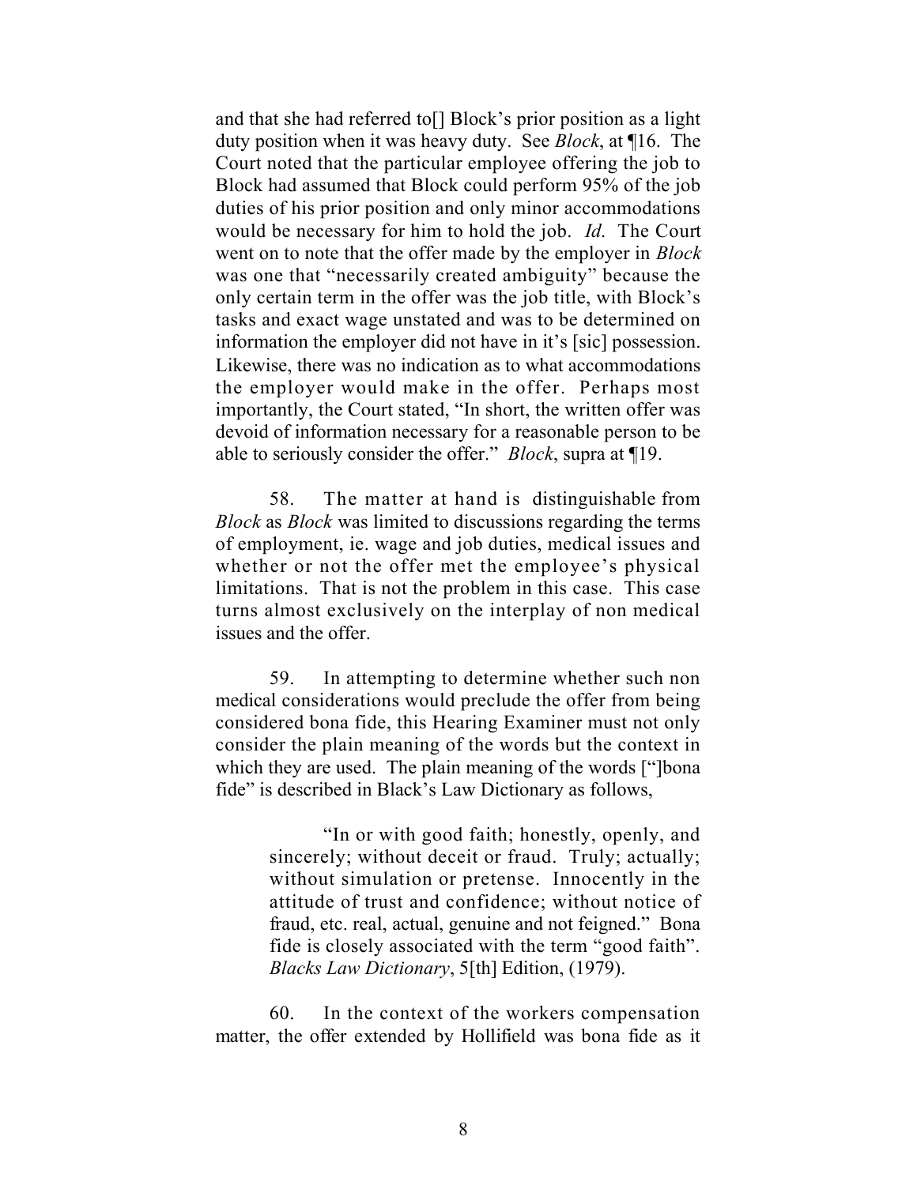and that she had referred to[] Block's prior position as a light duty position when it was heavy duty. See *Block*, at ¶16. The Court noted that the particular employee offering the job to Block had assumed that Block could perform 95% of the job duties of his prior position and only minor accommodations would be necessary for him to hold the job. *Id.* The Court went on to note that the offer made by the employer in *Block* was one that "necessarily created ambiguity" because the only certain term in the offer was the job title, with Block's tasks and exact wage unstated and was to be determined on information the employer did not have in it's [sic] possession. Likewise, there was no indication as to what accommodations the employer would make in the offer. Perhaps most importantly, the Court stated, "In short, the written offer was devoid of information necessary for a reasonable person to be able to seriously consider the offer." *Block*, supra at ¶19.

58. The matter at hand is distinguishable from *Block* as *Block* was limited to discussions regarding the terms of employment, ie. wage and job duties, medical issues and whether or not the offer met the employee's physical limitations. That is not the problem in this case. This case turns almost exclusively on the interplay of non medical issues and the offer.

59. In attempting to determine whether such non medical considerations would preclude the offer from being considered bona fide, this Hearing Examiner must not only consider the plain meaning of the words but the context in which they are used. The plain meaning of the words ["]bona fide" is described in Black's Law Dictionary as follows,

> "In or with good faith; honestly, openly, and sincerely; without deceit or fraud. Truly; actually; without simulation or pretense. Innocently in the attitude of trust and confidence; without notice of fraud, etc. real, actual, genuine and not feigned." Bona fide is closely associated with the term "good faith". *Blacks Law Dictionary*, 5[th] Edition, (1979).

60. In the context of the workers compensation matter, the offer extended by Hollifield was bona fide as it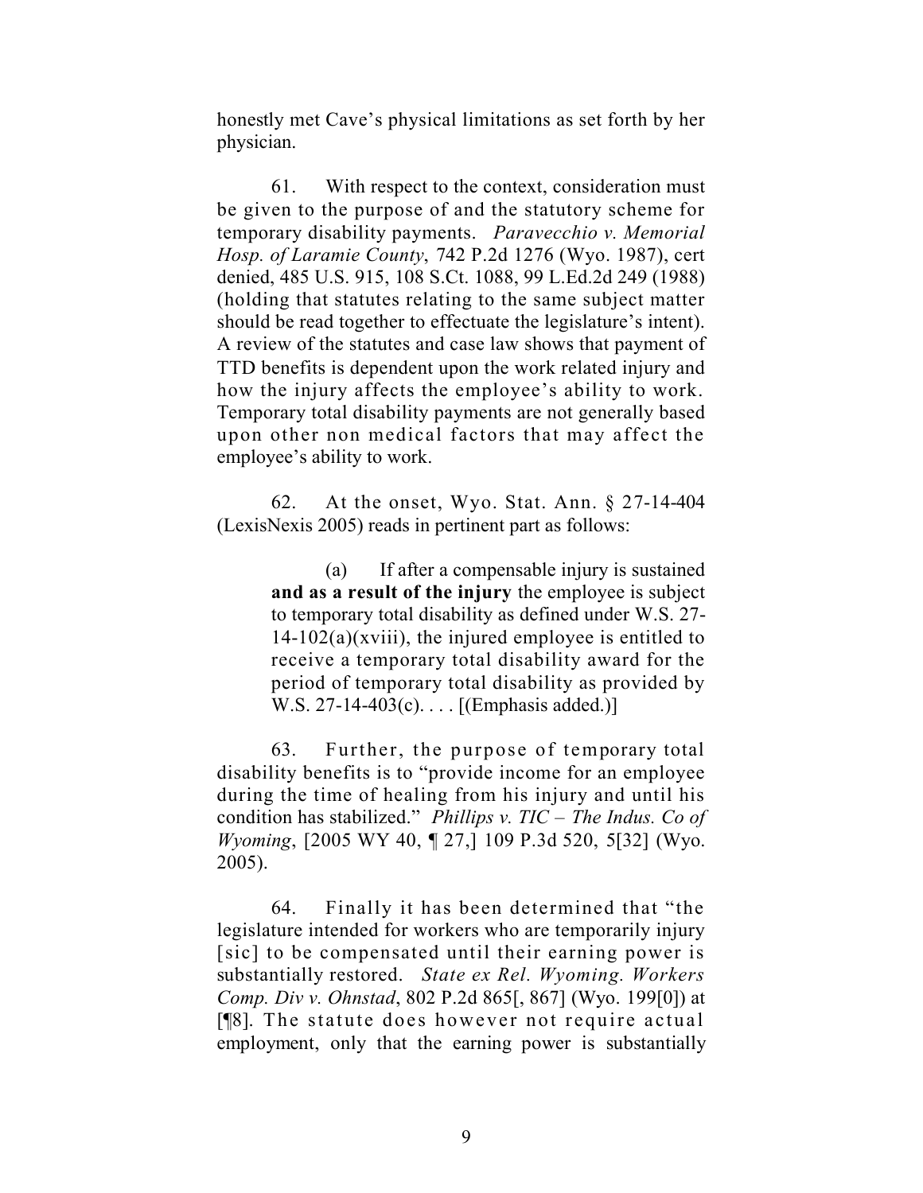honestly met Cave's physical limitations as set forth by her physician.

61. With respect to the context, consideration must be given to the purpose of and the statutory scheme for temporary disability payments. *Paravecchio v. Memorial Hosp. of Laramie County*, 742 P.2d 1276 (Wyo. 1987), cert denied, 485 U.S. 915, 108 S.Ct. 1088, 99 L.Ed.2d 249 (1988) (holding that statutes relating to the same subject matter should be read together to effectuate the legislature's intent). A review of the statutes and case law shows that payment of TTD benefits is dependent upon the work related injury and how the injury affects the employee's ability to work. Temporary total disability payments are not generally based upon other non medical factors that may affect the employee's ability to work.

62. At the onset, Wyo. Stat. Ann. § 27-14-404 (LexisNexis 2005) reads in pertinent part as follows:

> (a) If after a compensable injury is sustained **and as a result of the injury** the employee is subject to temporary total disability as defined under W.S. 27-14-102(a)(xviii), the injured employee is entitled to receive a temporary total disability award for the period of temporary total disability as provided by W.S. 27-14-403(c). . . . [(Emphasis added.)]

63. Further, the purpose of temporary total disability benefits is to "provide income for an employee during the time of healing from his injury and until his condition has stabilized." *Phillips v. TIC – The Indus. Co of Wyoming*, [2005 WY 40, ¶ 27,] 109 P.3d 520, 5[32] (Wyo. 2005).

64. Finally it has been determined that "the legislature intended for workers who are temporarily injury [sic] to be compensated until their earning power is substantially restored. *State ex Rel. Wyoming. Workers Comp. Div v. Ohnstad*, 802 P.2d 865[, 867] (Wyo. 199[0]) at [¶8]. The statute does however not require actual employment, only that the earning power is substantially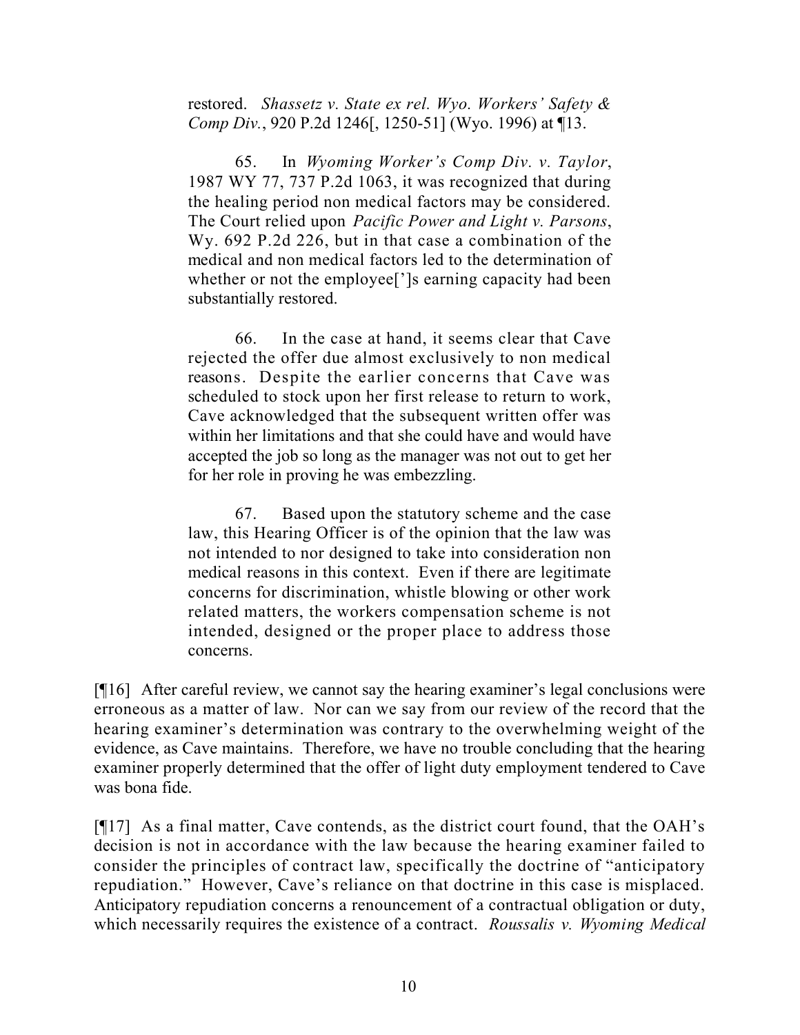> restored. *Shassetz v. State ex rel. Wyo. Workers' Safety & Comp Div.*, 920 P.2d 1246[, 1250-51] (Wyo. 1996) at ¶13.
>
> 65. In *Wyoming Worker's Comp Div. v. Taylor*, 1987 WY 77, 737 P.2d 1063, it was recognized that during the healing period non medical factors may be considered. The Court relied upon *Pacific Power and Light v. Parsons*, Wy. 692 P.2d 226, but in that case a combination of the medical and non medical factors led to the determination of whether or not the employee[']s earning capacity had been substantially restored.
>
> 66. In the case at hand, it seems clear that Cave rejected the offer due almost exclusively to non medical reasons. Despite the earlier concerns that Cave was scheduled to stock upon her first release to return to work, Cave acknowledged that the subsequent written offer was within her limitations and that she could have and would have accepted the job so long as the manager was not out to get her for her role in proving he was embezzling.
>
> 67. Based upon the statutory scheme and the case law, this Hearing Officer is of the opinion that the law was not intended to nor designed to take into consideration non medical reasons in this context. Even if there are legitimate concerns for discrimination, whistle blowing or other work related matters, the workers compensation scheme is not intended, designed or the proper place to address those concerns.

[¶16] After careful review, we cannot say the hearing examiner's legal conclusions were erroneous as a matter of law. Nor can we say from our review of the record that the hearing examiner's determination was contrary to the overwhelming weight of the evidence, as Cave maintains. Therefore, we have no trouble concluding that the hearing examiner properly determined that the offer of light duty employment tendered to Cave was bona fide.

[¶17] As a final matter, Cave contends, as the district court found, that the OAH's decision is not in accordance with the law because the hearing examiner failed to consider the principles of contract law, specifically the doctrine of "anticipatory repudiation." However, Cave's reliance on that doctrine in this case is misplaced. Anticipatory repudiation concerns a renouncement of a contractual obligation or duty, which necessarily requires the existence of a contract. *Roussalis v. Wyoming Medical*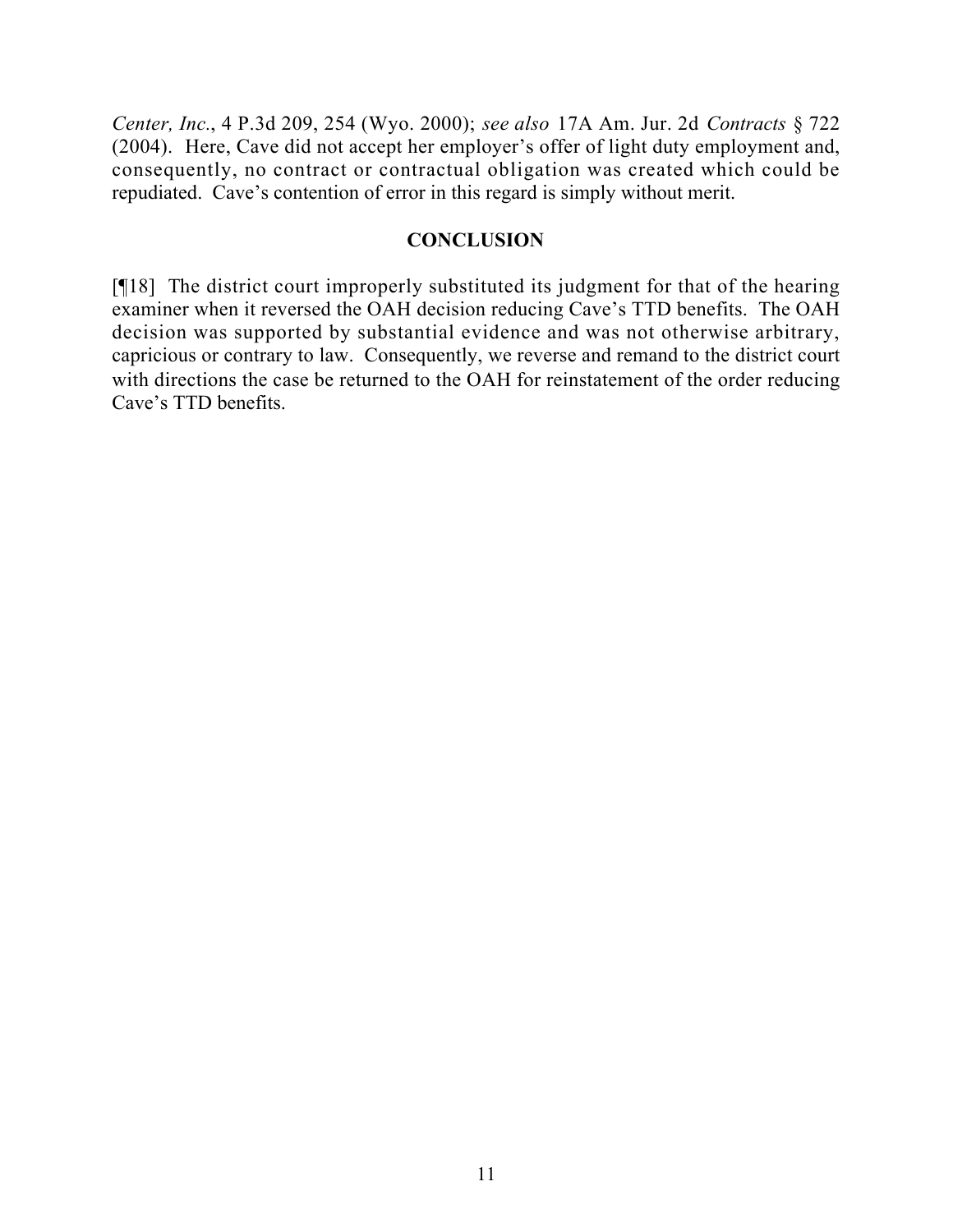*Center, Inc.*, 4 P.3d 209, 254 (Wyo. 2000); *see also* 17A Am. Jur. 2d *Contracts* § 722 (2004). Here, Cave did not accept her employer's offer of light duty employment and, consequently, no contract or contractual obligation was created which could be repudiated. Cave's contention of error in this regard is simply without merit.

## CONCLUSION

[¶18] The district court improperly substituted its judgment for that of the hearing examiner when it reversed the OAH decision reducing Cave's TTD benefits. The OAH decision was supported by substantial evidence and was not otherwise arbitrary, capricious or contrary to law. Consequently, we reverse and remand to the district court with directions the case be returned to the OAH for reinstatement of the order reducing Cave's TTD benefits.